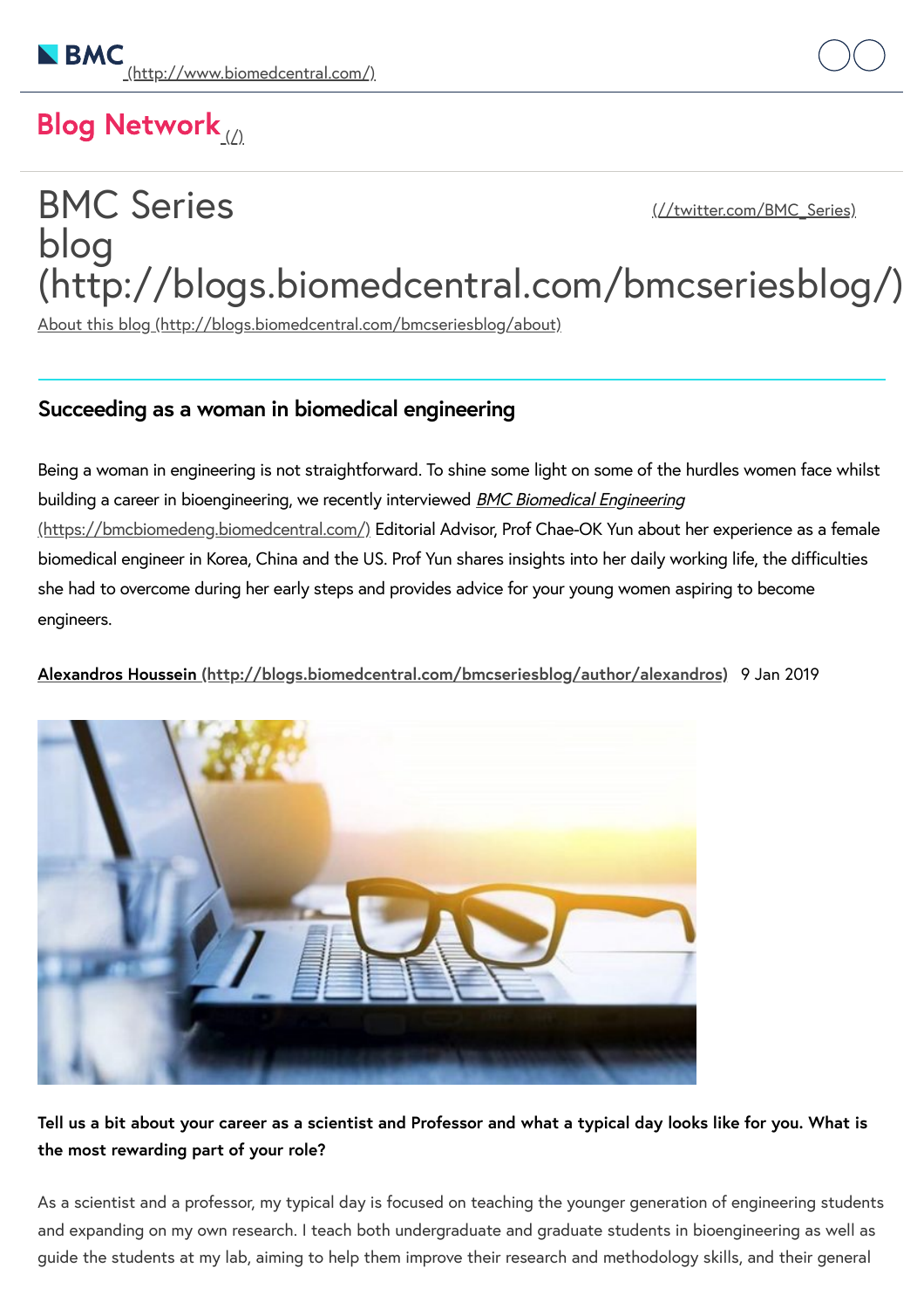BMC (http://www.biomedcentral.com/)

Blog Network (/)

# BMC Series blog (http://blogs.biomedcentral.com/bmcseriesblog/)

(//twitter.com/BMC_Series)

About this blog (http://blogs.biomedcentral.com/bmcseriesblog/about)

## Succeeding as a woman in biomedical engineering

Being a woman in engineering is not straightforward. To shine some light on some of the hurdles women face whilst building a career in bioengineering, we recently interviewed *BMC Biomedical Engineering* (https://bmcbiomedeng.biomedcentral.com/) Editorial Advisor, Prof Chae-OK Yun about her experience as a female biomedical engineer in Korea, China and the US. Prof Yun shares insights into her daily working life, the difficulties she had to overcome during her early steps and provides advice for your young women aspiring to become engineers.

**Alexandros Houssein (http://blogs.biomedcentral.com/bmcseriesblog/author/alexandros)** 9 Jan 2019

**Tell us a bit about your career as a scientist and Professor and what a typical day looks like for you. What is the most rewarding part of your role?**

As a scientist and a professor, my typical day is focused on teaching the younger generation of engineering students and expanding on my own research. I teach both undergraduate and graduate students in bioengineering as well as guide the students at my lab, aiming to help them improve their research and methodology skills, and their general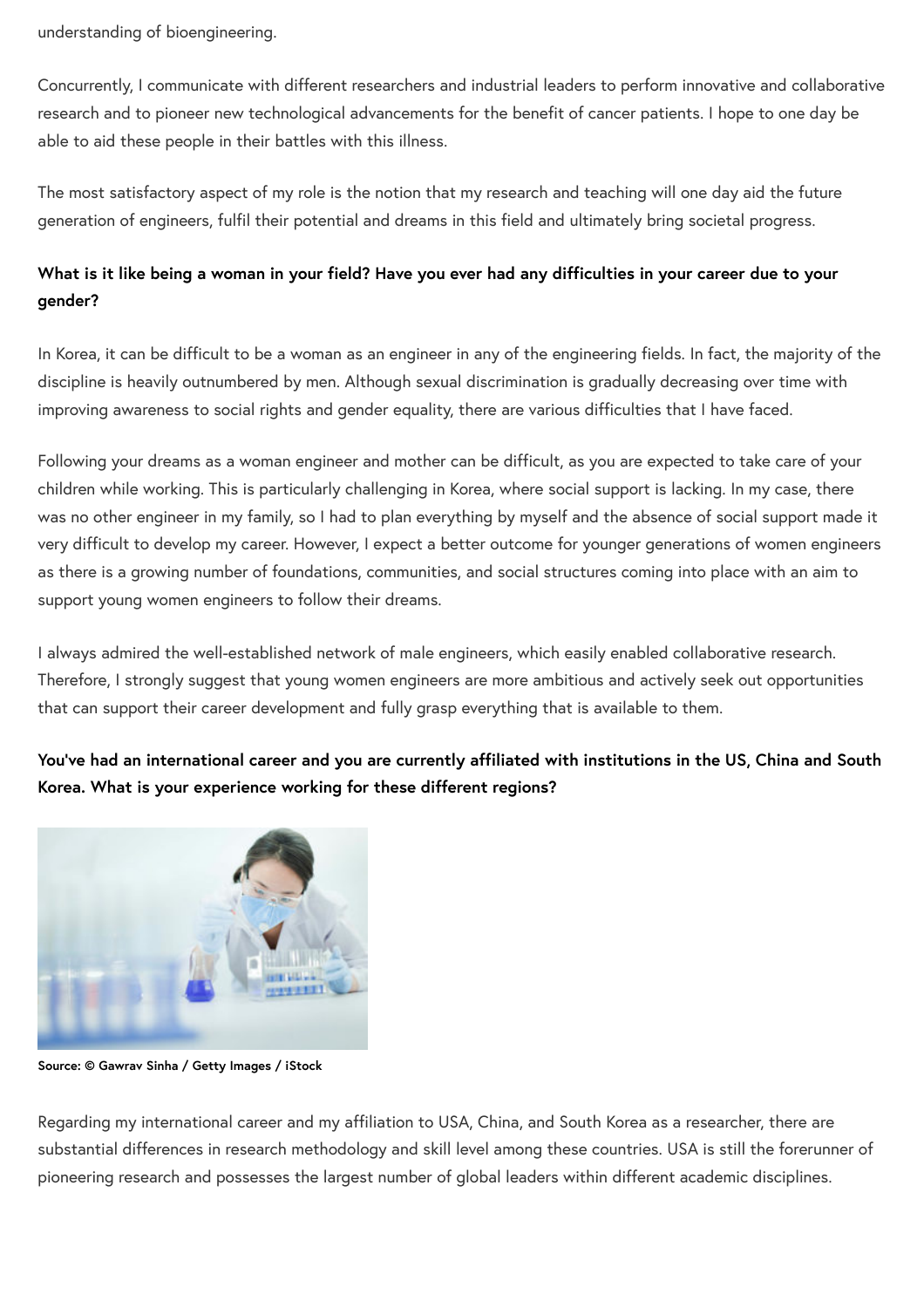understanding of bioengineering.

Concurrently, I communicate with different researchers and industrial leaders to perform innovative and collaborative research and to pioneer new technological advancements for the benefit of cancer patients. I hope to one day be able to aid these people in their battles with this illness.

The most satisfactory aspect of my role is the notion that my research and teaching will one day aid the future generation of engineers, fulfil their potential and dreams in this field and ultimately bring societal progress.

**What is it like being a woman in your field? Have you ever had any difficulties in your career due to your gender?**

In Korea, it can be difficult to be a woman as an engineer in any of the engineering fields. In fact, the majority of the discipline is heavily outnumbered by men. Although sexual discrimination is gradually decreasing over time with improving awareness to social rights and gender equality, there are various difficulties that I have faced.

Following your dreams as a woman engineer and mother can be difficult, as you are expected to take care of your children while working. This is particularly challenging in Korea, where social support is lacking. In my case, there was no other engineer in my family, so I had to plan everything by myself and the absence of social support made it very difficult to develop my career. However, I expect a better outcome for younger generations of women engineers as there is a growing number of foundations, communities, and social structures coming into place with an aim to support young women engineers to follow their dreams.

I always admired the well-established network of male engineers, which easily enabled collaborative research. Therefore, I strongly suggest that young women engineers are more ambitious and actively seek out opportunities that can support their career development and fully grasp everything that is available to them.

**You've had an international career and you are currently affiliated with institutions in the US, China and South Korea. What is your experience working for these different regions?**

**Source: © Gawrav Sinha / Getty Images / iStock**

Regarding my international career and my affiliation to USA, China, and South Korea as a researcher, there are substantial differences in research methodology and skill level among these countries. USA is still the forerunner of pioneering research and possesses the largest number of global leaders within different academic disciplines.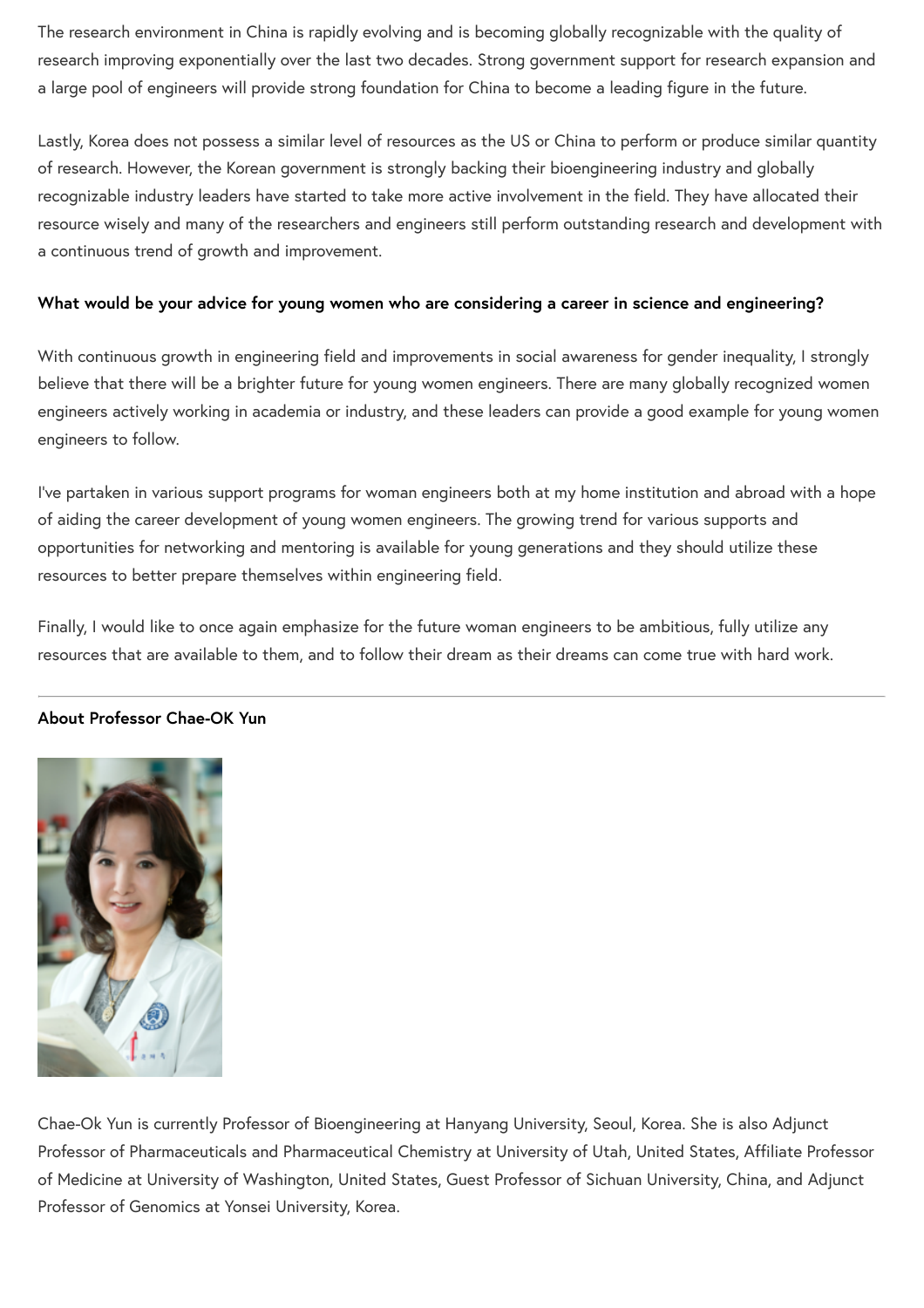The research environment in China is rapidly evolving and is becoming globally recognizable with the quality of research improving exponentially over the last two decades. Strong government support for research expansion and a large pool of engineers will provide strong foundation for China to become a leading figure in the future.

Lastly, Korea does not possess a similar level of resources as the US or China to perform or produce similar quantity of research. However, the Korean government is strongly backing their bioengineering industry and globally recognizable industry leaders have started to take more active involvement in the field. They have allocated their resource wisely and many of the researchers and engineers still perform outstanding research and development with a continuous trend of growth and improvement.

**What would be your advice for young women who are considering a career in science and engineering?**

With continuous growth in engineering field and improvements in social awareness for gender inequality, I strongly believe that there will be a brighter future for young women engineers. There are many globally recognized women engineers actively working in academia or industry, and these leaders can provide a good example for young women engineers to follow.

I've partaken in various support programs for woman engineers both at my home institution and abroad with a hope of aiding the career development of young women engineers. The growing trend for various supports and opportunities for networking and mentoring is available for young generations and they should utilize these resources to better prepare themselves within engineering field.

Finally, I would like to once again emphasize for the future woman engineers to be ambitious, fully utilize any resources that are available to them, and to follow their dream as their dreams can come true with hard work.

---

**About Professor Chae-OK Yun**

Chae-Ok Yun is currently Professor of Bioengineering at Hanyang University, Seoul, Korea. She is also Adjunct Professor of Pharmaceuticals and Pharmaceutical Chemistry at University of Utah, United States, Affiliate Professor of Medicine at University of Washington, United States, Guest Professor of Sichuan University, China, and Adjunct Professor of Genomics at Yonsei University, Korea.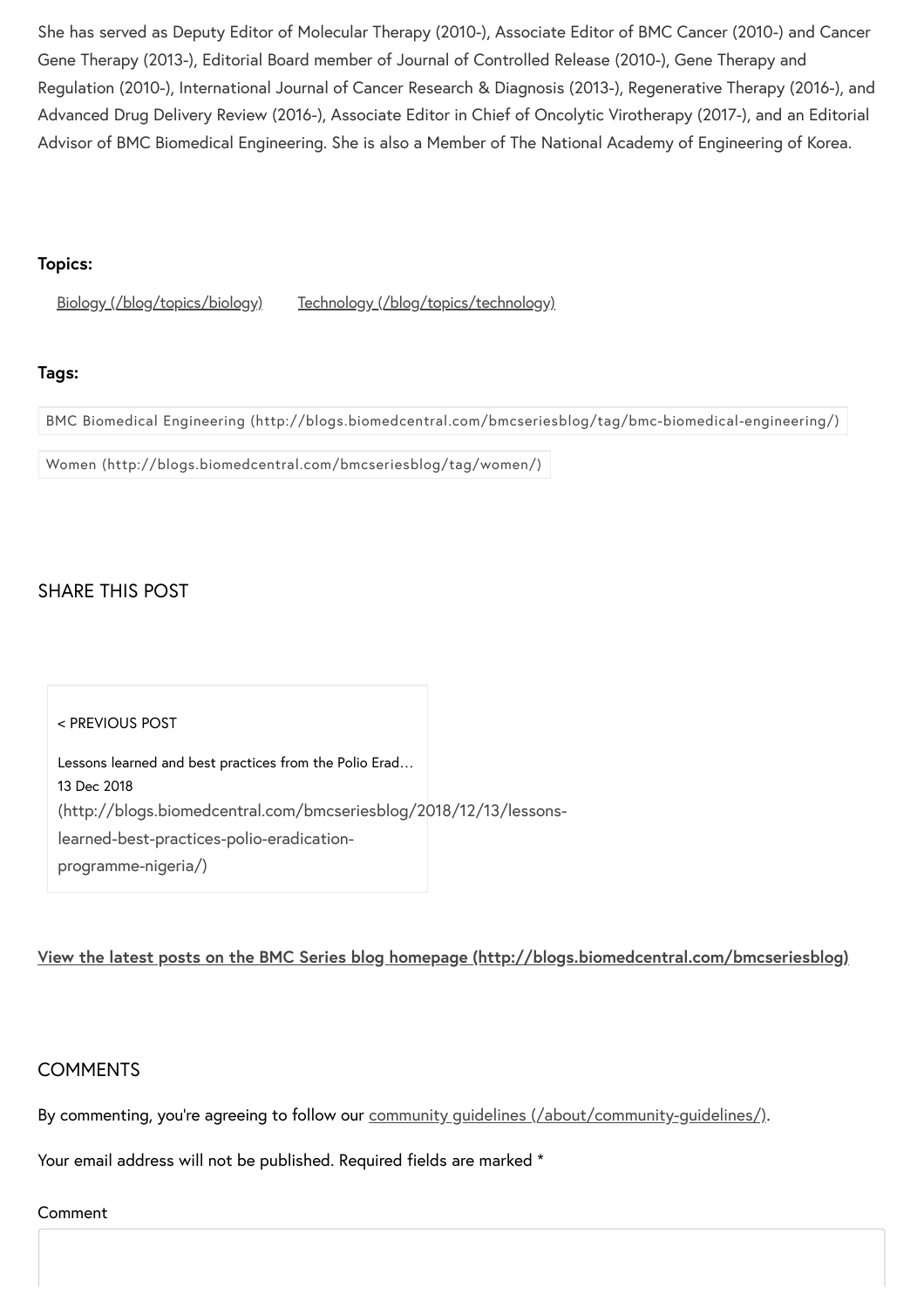She has served as Deputy Editor of Molecular Therapy (2010-), Associate Editor of BMC Cancer (2010-) and Cancer Gene Therapy (2013-), Editorial Board member of Journal of Controlled Release (2010-), Gene Therapy and Regulation (2010-), International Journal of Cancer Research & Diagnosis (2013-), Regenerative Therapy (2016-), and Advanced Drug Delivery Review (2016-), Associate Editor in Chief of Oncolytic Virotherapy (2017-), and an Editorial Advisor of BMC Biomedical Engineering. She is also a Member of The National Academy of Engineering of Korea.

**Topics:**

Biology (/blog/topics/biology)    Technology (/blog/topics/technology)

**Tags:**

BMC Biomedical Engineering (http://blogs.biomedcentral.com/bmcseriesblog/tag/bmc-biomedical-engineering/)

Women (http://blogs.biomedcentral.com/bmcseriesblog/tag/women/)

## SHARE THIS POST

< PREVIOUS POST

Lessons learned and best practices from the Polio Erad…
13 Dec 2018
(http://blogs.biomedcentral.com/bmcseriesblog/2018/12/13/lessons-learned-best-practices-polio-eradication-programme-nigeria/)

**View the latest posts on the BMC Series blog homepage (http://blogs.biomedcentral.com/bmcseriesblog)**

## COMMENTS

By commenting, you're agreeing to follow our community guidelines (/about/community-guidelines/).

Your email address will not be published. Required fields are marked *

Comment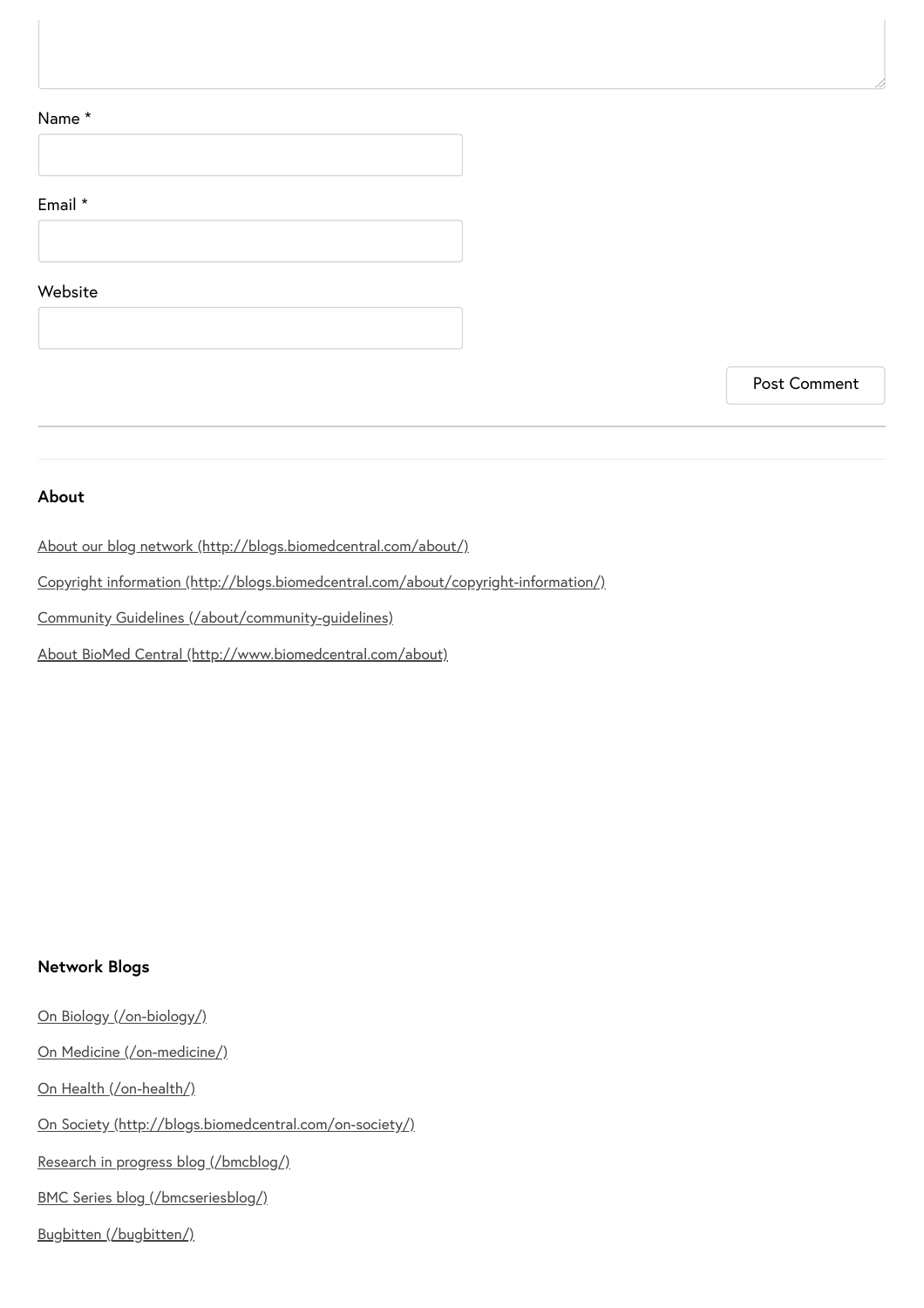Name *

Email *

Website

Post Comment

### About

About our blog network (http://blogs.biomedcentral.com/about/)

Copyright information (http://blogs.biomedcentral.com/about/copyright-information/)

Community Guidelines (/about/community-guidelines)

About BioMed Central (http://www.biomedcentral.com/about)

### Network Blogs

On Biology (/on-biology/)

On Medicine (/on-medicine/)

On Health (/on-health/)

On Society (http://blogs.biomedcentral.com/on-society/)

Research in progress blog (/bmcblog/)

BMC Series blog (/bmcseriesblog/)

Bugbitten (/bugbitten/)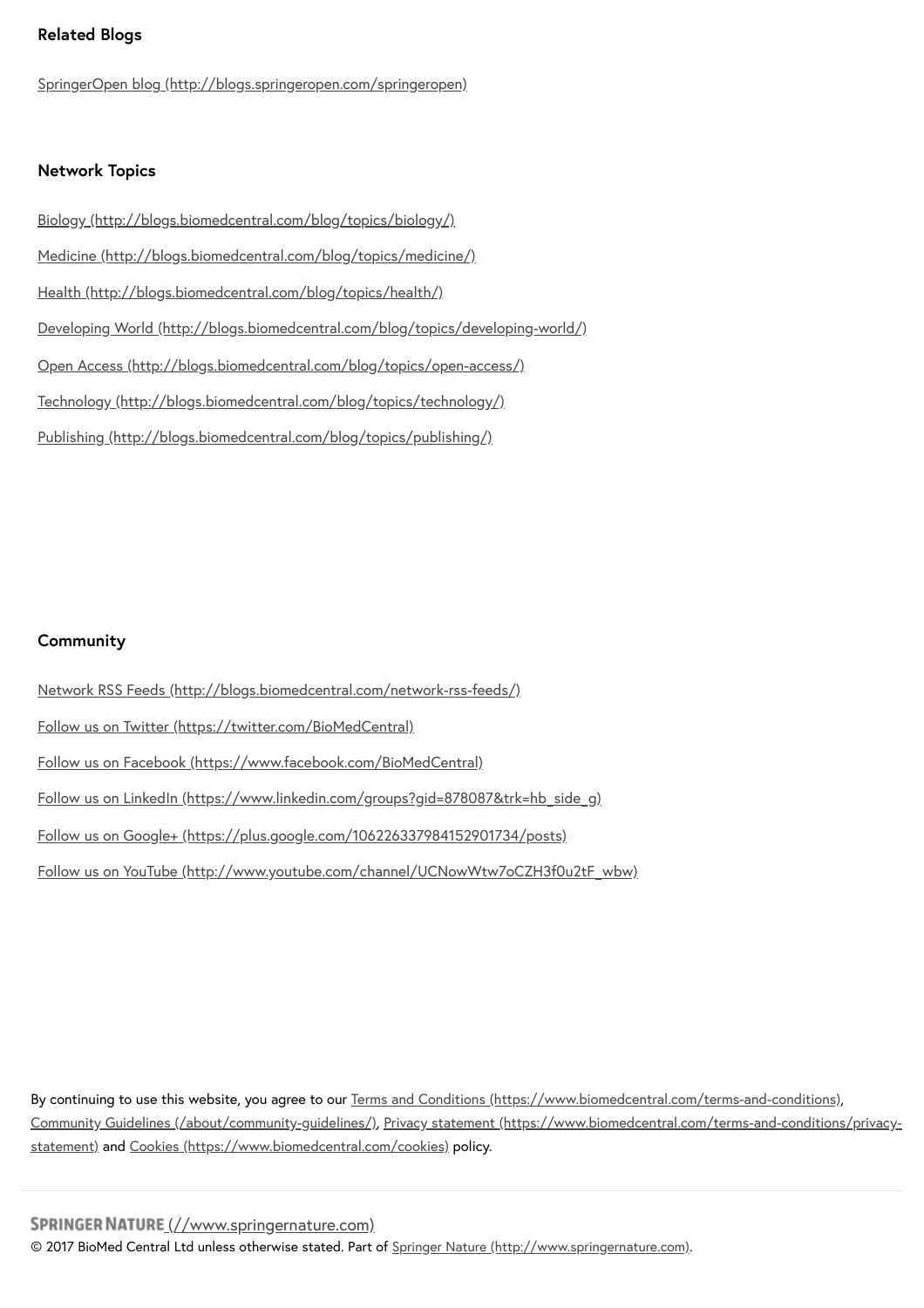## Related Blogs

SpringerOpen blog (http://blogs.springeropen.com/springeropen)

## Network Topics

Biology (http://blogs.biomedcentral.com/blog/topics/biology/)

Medicine (http://blogs.biomedcentral.com/blog/topics/medicine/)

Health (http://blogs.biomedcentral.com/blog/topics/health/)

Developing World (http://blogs.biomedcentral.com/blog/topics/developing-world/)

Open Access (http://blogs.biomedcentral.com/blog/topics/open-access/)

Technology (http://blogs.biomedcentral.com/blog/topics/technology/)

Publishing (http://blogs.biomedcentral.com/blog/topics/publishing/)

## Community

Network RSS Feeds (http://blogs.biomedcentral.com/network-rss-feeds/)

Follow us on Twitter (https://twitter.com/BioMedCentral)

Follow us on Facebook (https://www.facebook.com/BioMedCentral)

Follow us on LinkedIn (https://www.linkedin.com/groups?gid=878087&trk=hb_side_g)

Follow us on Google+ (https://plus.google.com/106226337984152901734/posts)

Follow us on YouTube (http://www.youtube.com/channel/UCNowWtw7oCZH3f0u2tF_wbw)

By continuing to use this website, you agree to our Terms and Conditions (https://www.biomedcentral.com/terms-and-conditions), Community Guidelines (/about/community-guidelines/), Privacy statement (https://www.biomedcentral.com/terms-and-conditions/privacy-statement) and Cookies (https://www.biomedcentral.com/cookies) policy.

SPRINGER NATURE (//www.springernature.com)

© 2017 BioMed Central Ltd unless otherwise stated. Part of Springer Nature (http://www.springernature.com).